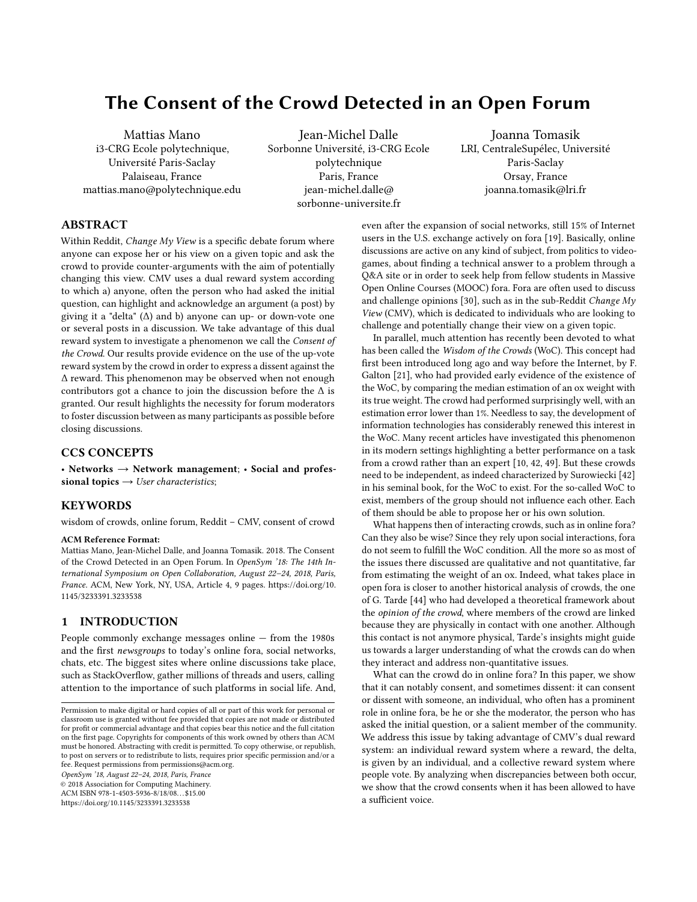# The Consent of the Crowd Detected in an Open Forum

Mattias Mano
i3-CRG Ecole polytechnique, Université Paris-Saclay
Palaiseau, France
mattias.mano@polytechnique.edu

Jean-Michel Dalle
Sorbonne Université, i3-CRG Ecole polytechnique
Paris, France
jean-michel.dalle@sorbonne-universite.fr

Joanna Tomasik
LRI, CentraleSupélec, Université Paris-Saclay
Orsay, France
joanna.tomasik@lri.fr

## ABSTRACT

Within Reddit, *Change My View* is a specific debate forum where anyone can expose her or his view on a given topic and ask the crowd to provide counter-arguments with the aim of potentially changing this view. CMV uses a dual reward system according to which a) anyone, often the person who had asked the initial question, can highlight and acknowledge an argument (a post) by giving it a "delta" (Δ) and b) anyone can up- or down-vote one or several posts in a discussion. We take advantage of this dual reward system to investigate a phenomenon we call the *Consent of the Crowd*. Our results provide evidence on the use of the up-vote reward system by the crowd in order to express a dissent against the Δ reward. This phenomenon may be observed when not enough contributors got a chance to join the discussion before the Δ is granted. Our result highlights the necessity for forum moderators to foster discussion between as many participants as possible before closing discussions.

## CCS CONCEPTS

• **Networks** → **Network management**; • **Social and professional topics** → *User characteristics*;

## KEYWORDS

wisdom of crowds, online forum, Reddit – CMV, consent of crowd

**ACM Reference Format:**
Mattias Mano, Jean-Michel Dalle, and Joanna Tomasik. 2018. The Consent of the Crowd Detected in an Open Forum. In *OpenSym '18: The 14th International Symposium on Open Collaboration, August 22–24, 2018, Paris, France.* ACM, New York, NY, USA, Article 4, 9 pages. https://doi.org/10.1145/3233391.3233538

## 1 INTRODUCTION

People commonly exchange messages online — from the 1980s and the first *newsgroups* to today's online fora, social networks, chats, etc. The biggest sites where online discussions take place, such as StackOverflow, gather millions of threads and users, calling attention to the importance of such platforms in social life. And, even after the expansion of social networks, still 15% of Internet users in the U.S. exchange actively on fora [19]. Basically, online discussions are active on any kind of subject, from politics to video-games, about finding a technical answer to a problem through a Q&A site or in order to seek help from fellow students in Massive Open Online Courses (MOOC) fora. Fora are often used to discuss and challenge opinions [30], such as in the sub-Reddit *Change My View* (CMV), which is dedicated to individuals who are looking to challenge and potentially change their view on a given topic.

In parallel, much attention has recently been devoted to what has been called the *Wisdom of the Crowds* (WoC). This concept had first been introduced long ago and way before the Internet, by F. Galton [21], who had provided early evidence of the existence of the WoC, by comparing the median estimation of an ox weight with its true weight. The crowd had performed surprisingly well, with an estimation error lower than 1%. Needless to say, the development of information technologies has considerably renewed this interest in the WoC. Many recent articles have investigated this phenomenon in its modern settings highlighting a better performance on a task from a crowd rather than an expert [10, 42, 49]. But these crowds need to be independent, as indeed characterized by Surowiecki [42] in his seminal book, for the WoC to exist. For the so-called WoC to exist, members of the group should not influence each other. Each of them should be able to propose her or his own solution.

What happens then of interacting crowds, such as in online fora? Can they also be wise? Since they rely upon social interactions, fora do not seem to fulfill the WoC condition. All the more so as most of the issues there discussed are qualitative and not quantitative, far from estimating the weight of an ox. Indeed, what takes place in open fora is closer to another historical analysis of crowds, the one of G. Tarde [44] who had developed a theoretical framework about the *opinion of the crowd*, where members of the crowd are linked because they are physically in contact with one another. Although this contact is not anymore physical, Tarde's insights might guide us towards a larger understanding of what the crowds can do when they interact and address non-quantitative issues.

What can the crowd do in online fora? In this paper, we show that it can notably consent, and sometimes dissent: it can consent or dissent with someone, an individual, who often has a prominent role in online fora, be he or she the moderator, the person who has asked the initial question, or a salient member of the community. We address this issue by taking advantage of CMV's dual reward system: an individual reward system where a reward, the delta, is given by an individual, and a collective reward system where people vote. By analyzing when discrepancies between both occur, we show that the crowd consents when it has been allowed to have a sufficient voice.

Permission to make digital or hard copies of all or part of this work for personal or classroom use is granted without fee provided that copies are not made or distributed for profit or commercial advantage and that copies bear this notice and the full citation on the first page. Copyrights for components of this work owned by others than ACM must be honored. Abstracting with credit is permitted. To copy otherwise, or republish, to post on servers or to redistribute to lists, requires prior specific permission and/or a fee. Request permissions from permissions@acm.org.
*OpenSym '18, August 22–24, 2018, Paris, France*
© 2018 Association for Computing Machinery.
ACM ISBN 978-1-4503-5936-8/18/08...$15.00
https://doi.org/10.1145/3233391.3233538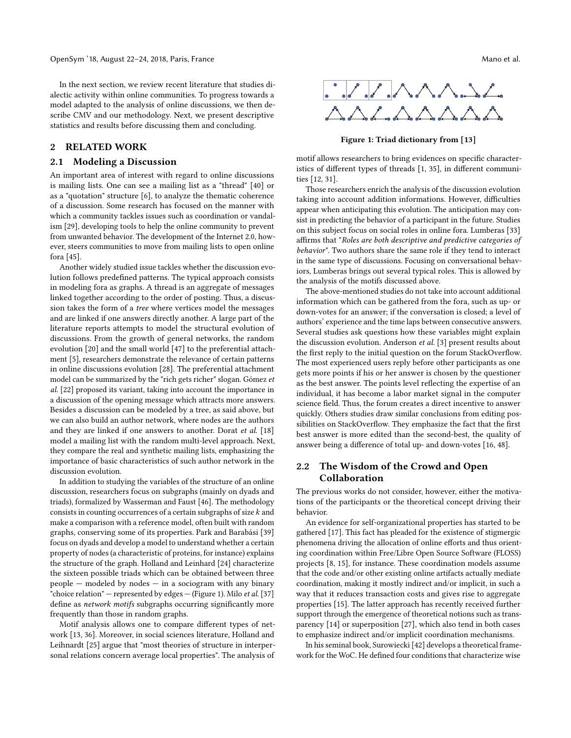In the next section, we review recent literature that studies dialectic activity within online communities. To progress towards a model adapted to the analysis of online discussions, we then describe CMV and our methodology. Next, we present descriptive statistics and results before discussing them and concluding.

## 2 RELATED WORK

### 2.1 Modeling a Discussion

An important area of interest with regard to online discussions is mailing lists. One can see a mailing list as a "thread" [40] or as a "quotation" structure [6], to analyze the thematic coherence of a discussion. Some research has focused on the manner with which a community tackles issues such as coordination or vandalism [29], developing tools to help the online community to prevent from unwanted behavior. The development of the Internet 2.0, however, steers communities to move from mailing lists to open online fora [45].

Another widely studied issue tackles whether the discussion evolution follows predefined patterns. The typical approach consists in modeling fora as graphs. A thread is an aggregate of messages linked together according to the order of posting. Thus, a discussion takes the form of a *tree* where vertices model the messages and are linked if one answers directly another. A large part of the literature reports attempts to model the structural evolution of discussions. From the growth of general networks, the random evolution [20] and the small world [47] to the preferential attachment [5], researchers demonstrate the relevance of certain patterns in online discussions evolution [28]. The preferential attachment model can be summarized by the "rich gets richer" slogan. Gómez *et al.* [22] proposed its variant, taking into account the importance in a discussion of the opening message which attracts more answers. Besides a discussion can be modeled by a tree, as said above, but we can also build an author network, where nodes are the authors and they are linked if one answers to another. Dorat *et al.* [18] model a mailing list with the random multi-level approach. Next, they compare the real and synthetic mailing lists, emphasizing the importance of basic characteristics of such author network in the discussion evolution.

In addition to studying the variables of the structure of an online discussion, researchers focus on subgraphs (mainly on dyads and triads), formalized by Wasserman and Faust [46]. The methodology consists in counting occurrences of a certain subgraphs of size $k$ and make a comparison with a reference model, often built with random graphs, conserving some of its properties. Park and Barabási [39] focus on dyads and develop a model to understand whether a certain property of nodes (a characteristic of proteins, for instance) explains the structure of the graph. Holland and Leinhard [24] characterize the sixteen possible triads which can be obtained between three people — modeled by nodes — in a sociogram with any binary "choice relation" — represented by edges — (Figure 1). Milo *et al.* [37] define as *network motifs* subgraphs occurring significantly more frequently than those in random graphs.

Motif analysis allows one to compare different types of network [13, 36]. Moreover, in social sciences literature, Holland and Leihnardt [25] argue that "most theories of structure in interpersonal relations concern average local properties". The analysis of motif allows researchers to bring evidences on specific characteristics of different types of threads [1, 35], in different communities [12, 31].

**Figure 1: Triad dictionary from [13]**

Those researchers enrich the analysis of the discussion evolution taking into account addition informations. However, difficulties appear when anticipating this evolution. The anticipation may consist in predicting the behavior of a participant in the future. Studies on this subject focus on social roles in online fora. Lumberas [33] affirms that "*Roles are both descriptive and predictive categories of behavior*". Two authors share the same role if they tend to interact in the same type of discussions. Focusing on conversational behaviors, Lumberas brings out several typical roles. This is allowed by the analysis of the motifs discussed above.

The above-mentioned studies do not take into account additional information which can be gathered from the fora, such as up- or down-votes for an answer; if the conversation is closed; a level of authors' experience and the time laps between consecutive answers. Several studies ask questions how these variables might explain the discussion evolution. Anderson *et al.* [3] present results about the first reply to the initial question on the forum StackOverflow. The most experienced users reply before other participants as one gets more points if his or her answer is chosen by the questioner as the best answer. The points level reflecting the expertise of an individual, it has become a labor market signal in the computer science field. Thus, the forum creates a direct incentive to answer quickly. Others studies draw similar conclusions from editing possibilities on StackOverflow. They emphasize the fact that the first best answer is more edited than the second-best, the quality of answer being a difference of total up- and down-votes [16, 48].

### 2.2 The Wisdom of the Crowd and Open Collaboration

The previous works do not consider, however, either the motivations of the participants or the theoretical concept driving their behavior.

An evidence for self-organizational properties has started to be gathered [17]. This fact has pleaded for the existence of stigmergic phenomena driving the allocation of online efforts and thus orienting coordination within Free/Libre Open Source Software (FLOSS) projects [8, 15], for instance. These coordination models assume that the code and/or other existing online artifacts actually mediate coordination, making it mostly indirect and/or implicit, in such a way that it reduces transaction costs and gives rise to aggregate properties [15]. The latter approach has recently received further support through the emergence of theoretical notions such as transparency [14] or superposition [27], which also tend in both cases to emphasize indirect and/or implicit coordination mechanisms.

In his seminal book, Surowiecki [42] develops a theoretical framework for the WoC. He defined four conditions that characterize wise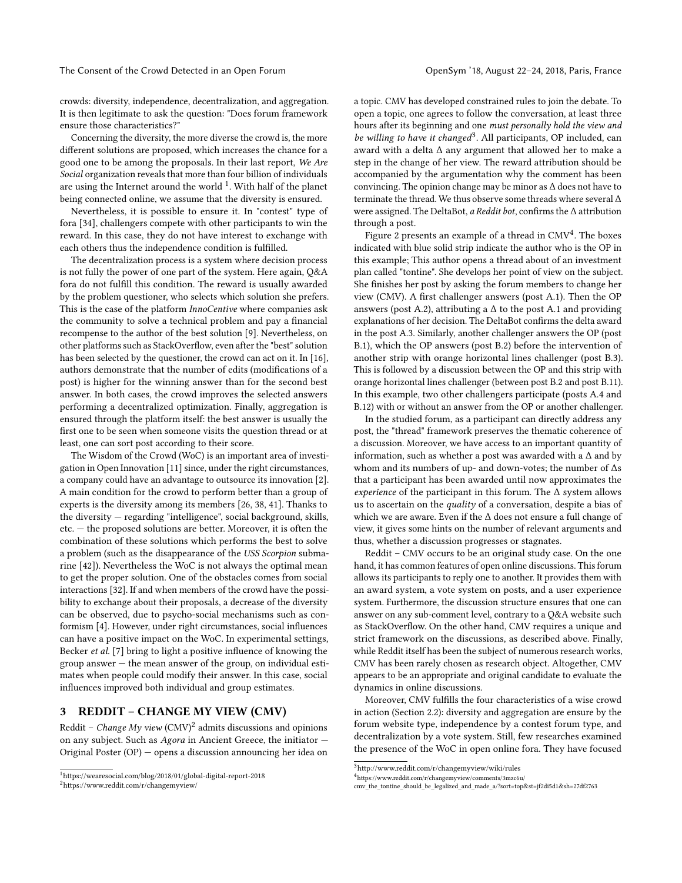crowds: diversity, independence, decentralization, and aggregation. It is then legitimate to ask the question: "Does forum framework ensure those characteristics?"

Concerning the diversity, the more diverse the crowd is, the more different solutions are proposed, which increases the chance for a good one to be among the proposals. In their last report, *We Are Social* organization reveals that more than four billion of individuals are using the Internet around the world [1]. With half of the planet being connected online, we assume that the diversity is ensured.

Nevertheless, it is possible to ensure it. In "contest" type of fora [34], challengers compete with other participants to win the reward. In this case, they do not have interest to exchange with each others thus the independence condition is fulfilled.

The decentralization process is a system where decision process is not fully the power of one part of the system. Here again, Q&A fora do not fulfill this condition. The reward is usually awarded by the problem questioner, who selects which solution she prefers. This is the case of the platform *InnoCentive* where companies ask the community to solve a technical problem and pay a financial recompense to the author of the best solution [9]. Nevertheless, on other platforms such as StackOverflow, even after the "best" solution has been selected by the questioner, the crowd can act on it. In [16], authors demonstrate that the number of edits (modifications of a post) is higher for the winning answer than for the second best answer. In both cases, the crowd improves the selected answers performing a decentralized optimization. Finally, aggregation is ensured through the platform itself: the best answer is usually the first one to be seen when someone visits the question thread or at least, one can sort post according to their score.

The Wisdom of the Crowd (WoC) is an important area of investigation in Open Innovation [11] since, under the right circumstances, a company could have an advantage to outsource its innovation [2]. A main condition for the crowd to perform better than a group of experts is the diversity among its members [26, 38, 41]. Thanks to the diversity — regarding "intelligence", social background, skills, etc. — the proposed solutions are better. Moreover, it is often the combination of these solutions which performs the best to solve a problem (such as the disappearance of the *USS Scorpion* submarine [42]). Nevertheless the WoC is not always the optimal mean to get the proper solution. One of the obstacles comes from social interactions [32]. If and when members of the crowd have the possibility to exchange about their proposals, a decrease of the diversity can be observed, due to psycho-social mechanisms such as conformism [4]. However, under right circumstances, social influences can have a positive impact on the WoC. In experimental settings, Becker *et al.* [7] bring to light a positive influence of knowing the group answer — the mean answer of the group, on individual estimates when people could modify their answer. In this case, social influences improved both individual and group estimates.

## 3 REDDIT – CHANGE MY VIEW (CMV)

Reddit – *Change My view* (CMV)[2] admits discussions and opinions on any subject. Such as *Agora* in Ancient Greece, the initiator — Original Poster (OP) — opens a discussion announcing her idea on a topic. CMV has developed constrained rules to join the debate. To open a topic, one agrees to follow the conversation, at least three hours after its beginning and one *must personally hold the view and be willing to have it changed*[3]. All participants, OP included, can award with a delta Δ any argument that allowed her to make a step in the change of her view. The reward attribution should be accompanied by the argumentation why the comment has been convincing. The opinion change may be minor as Δ does not have to terminate the thread. We thus observe some threads where several Δ were assigned. The DeltaBot, *a Reddit bot*, confirms the Δ attribution through a post.

Figure 2 presents an example of a thread in CMV[4]. The boxes indicated with blue solid strip indicate the author who is the OP in this example; This author opens a thread about of an investment plan called "tontine". She develops her point of view on the subject. She finishes her post by asking the forum members to change her view (CMV). A first challenger answers (post A.1). Then the OP answers (post A.2), attributing a Δ to the post A.1 and providing explanations of her decision. The DeltaBot confirms the delta award in the post A.3. Similarly, another challenger answers the OP (post B.1), which the OP answers (post B.2) before the intervention of another strip with orange horizontal lines challenger (post B.3). This is followed by a discussion between the OP and this strip with orange horizontal lines challenger (between post B.2 and post B.11). In this example, two other challengers participate (posts A.4 and B.12) with or without an answer from the OP or another challenger.

In the studied forum, as a participant can directly address any post, the "thread" framework preserves the thematic coherence of a discussion. Moreover, we have access to an important quantity of information, such as whether a post was awarded with a Δ and by whom and its numbers of up- and down-votes; the number of Δs that a participant has been awarded until now approximates the *experience* of the participant in this forum. The Δ system allows us to ascertain on the *quality* of a conversation, despite a bias of which we are aware. Even if the Δ does not ensure a full change of view, it gives some hints on the number of relevant arguments and thus, whether a discussion progresses or stagnates.

Reddit – CMV occurs to be an original study case. On the one hand, it has common features of open online discussions. This forum allows its participants to reply one to another. It provides them with an award system, a vote system on posts, and a user experience system. Furthermore, the discussion structure ensures that one can answer on any sub-comment level, contrary to a Q&A website such as StackOverflow. On the other hand, CMV requires a unique and strict framework on the discussions, as described above. Finally, while Reddit itself has been the subject of numerous research works, CMV has been rarely chosen as research object. Altogether, CMV appears to be an appropriate and original candidate to evaluate the dynamics in online discussions.

Moreover, CMV fulfills the four characteristics of a wise crowd in action (Section 2.2): diversity and aggregation are ensure by the forum website type, independence by a contest forum type, and decentralization by a vote system. Still, few researches examined the presence of the WoC in open online fora. They have focused

---

[1] https://wearesocial.com/blog/2018/01/global-digital-report-2018

[2] https://www.reddit.com/r/changemyview/

[3] http://www.reddit.com/r/changemyview/wiki/rules

[4] https://www.reddit.com/r/changemyview/comments/3mzc6u/cmv_the_tontine_should_be_legalized_and_made_a/?sort=top&st=jf2di5d1&sh=27df2763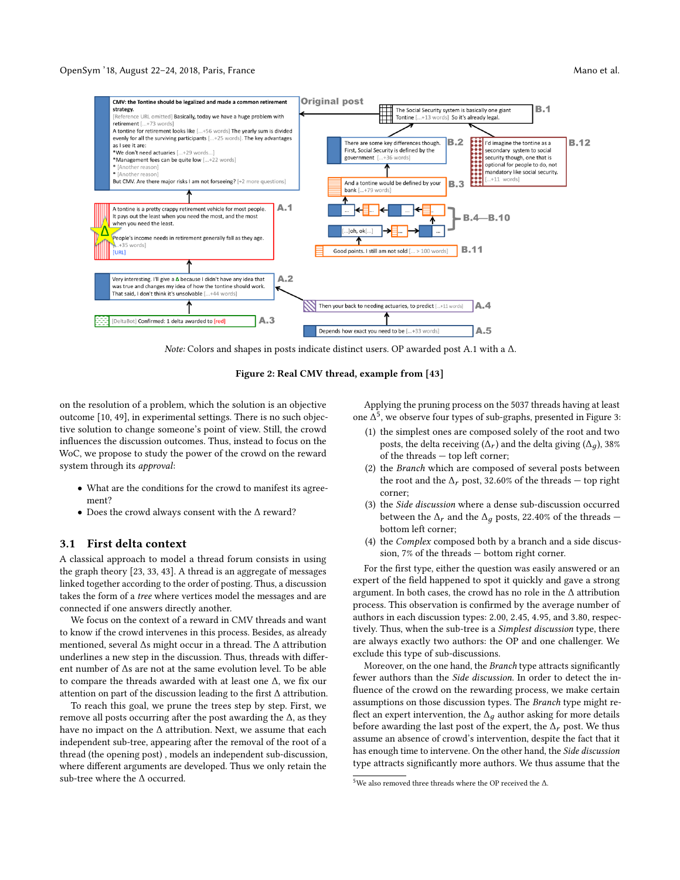*Note:* Colors and shapes in posts indicate distinct users. OP awarded post A.1 with a Δ.

**Figure 2: Real CMV thread, example from [43]**

on the resolution of a problem, which the solution is an objective outcome [10, 49], in experimental settings. There is no such objective solution to change someone's point of view. Still, the crowd influences the discussion outcomes. Thus, instead to focus on the WoC, we propose to study the power of the crowd on the reward system through its *approval*:

- What are the conditions for the crowd to manifest its agreement?
- Does the crowd always consent with the Δ reward?

## 3.1 First delta context

A classical approach to model a thread forum consists in using the graph theory [23, 33, 43]. A thread is an aggregate of messages linked together according to the order of posting. Thus, a discussion takes the form of a *tree* where vertices model the messages and are connected if one answers directly another.

We focus on the context of a reward in CMV threads and want to know if the crowd intervenes in this process. Besides, as already mentioned, several Δs might occur in a thread. The Δ attribution underlines a new step in the discussion. Thus, threads with different number of Δs are not at the same evolution level. To be able to compare the threads awarded with at least one Δ, we fix our attention on part of the discussion leading to the first Δ attribution.

To reach this goal, we prune the trees step by step. First, we remove all posts occurring after the post awarding the Δ, as they have no impact on the Δ attribution. Next, we assume that each independent sub-tree, appearing after the removal of the root of a thread (the opening post) , models an independent sub-discussion, where different arguments are developed. Thus we only retain the sub-tree where the Δ occurred.

Applying the pruning process on the 5037 threads having at least one Δ[5], we observe four types of sub-graphs, presented in Figure 3:

1. the simplest ones are composed solely of the root and two posts, the delta receiving ($\Delta_r$) and the delta giving ($\Delta_g$), 38% of the threads — top left corner;
2. the *Branch* which are composed of several posts between the root and the $\Delta_r$ post, 32.60% of the threads — top right corner;
3. the *Side discussion* where a dense sub-discussion occurred between the $\Delta_r$ and the $\Delta_g$ posts, 22.40% of the threads — bottom left corner;
4. the *Complex* composed both by a branch and a side discussion, 7% of the threads — bottom right corner.

For the first type, either the question was easily answered or an expert of the field happened to spot it quickly and gave a strong argument. In both cases, the crowd has no role in the Δ attribution process. This observation is confirmed by the average number of authors in each discussion types: 2.00, 2.45, 4.95, and 3.80, respectively. Thus, when the sub-tree is a *Simplest discussion* type, there are always exactly two authors: the OP and one challenger. We exclude this type of sub-discussions.

Moreover, on the one hand, the *Branch* type attracts significantly fewer authors than the *Side discussion*. In order to detect the influence of the crowd on the rewarding process, we make certain assumptions on those discussion types. The *Branch* type might reflect an expert intervention, the $\Delta_g$ author asking for more details before awarding the last post of the expert, the $\Delta_r$ post. We thus assume an absence of crowd's intervention, despite the fact that it has enough time to intervene. On the other hand, the *Side discussion* type attracts significantly more authors. We thus assume that the

[5] We also removed three threads where the OP received the Δ.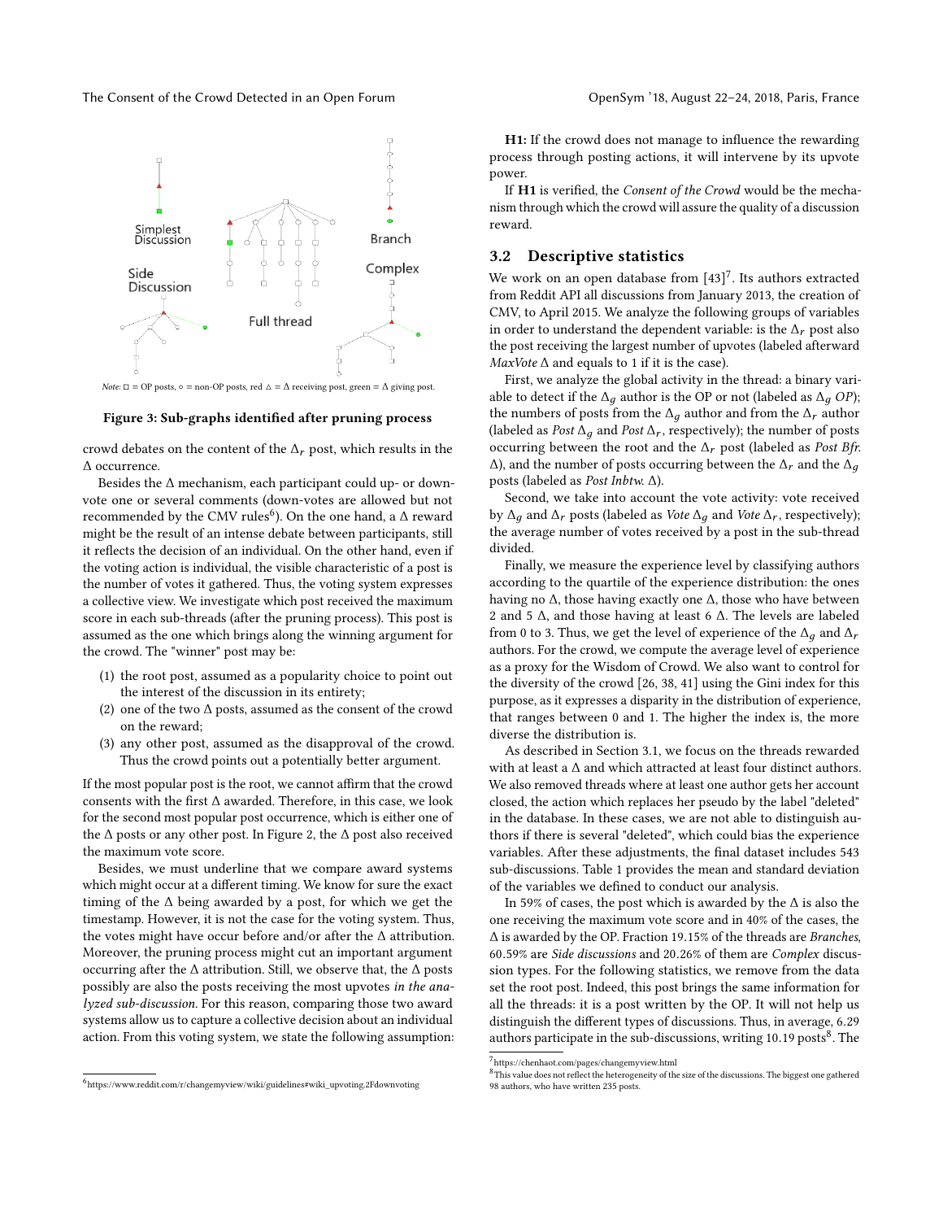Note: □ = OP posts, ○ = non-OP posts, red △ = Δ receiving post, green = Δ giving post.

**Figure 3: Sub-graphs identified after pruning process**

crowd debates on the content of the $\Delta_r$ post, which results in the Δ occurrence.

Besides the Δ mechanism, each participant could up- or down-vote one or several comments (down-votes are allowed but not recommended by the CMV rules[6]). On the one hand, a Δ reward might be the result of an intense debate between participants, still it reflects the decision of an individual. On the other hand, even if the voting action is individual, the visible characteristic of a post is the number of votes it gathered. Thus, the voting system expresses a collective view. We investigate which post received the maximum score in each sub-threads (after the pruning process). This post is assumed as the one which brings along the winning argument for the crowd. The "winner" post may be:

(1) the root post, assumed as a popularity choice to point out the interest of the discussion in its entirety;
(2) one of the two Δ posts, assumed as the consent of the crowd on the reward;
(3) any other post, assumed as the disapproval of the crowd. Thus the crowd points out a potentially better argument.

If the most popular post is the root, we cannot affirm that the crowd consents with the first Δ awarded. Therefore, in this case, we look for the second most popular post occurrence, which is either one of the Δ posts or any other post. In Figure 2, the Δ post also received the maximum vote score.

Besides, we must underline that we compare award systems which might occur at a different timing. We know for sure the exact timing of the Δ being awarded by a post, for which we get the timestamp. However, it is not the case for the voting system. Thus, the votes might have occur before and/or after the Δ attribution. Moreover, the pruning process might cut an important argument occurring after the Δ attribution. Still, we observe that, the Δ posts possibly are also the posts receiving the most upvotes *in the analyzed sub-discussion*. For this reason, comparing those two award systems allow us to capture a collective decision about an individual action. From this voting system, we state the following assumption:

**H1:** If the crowd does not manage to influence the rewarding process through posting actions, it will intervene by its upvote power.

If **H1** is verified, the *Consent of the Crowd* would be the mechanism through which the crowd will assure the quality of a discussion reward.

## 3.2 Descriptive statistics

We work on an open database from [43][7]. Its authors extracted from Reddit API all discussions from January 2013, the creation of CMV, to April 2015. We analyze the following groups of variables in order to understand the dependent variable: is the $\Delta_r$ post also the post receiving the largest number of upvotes (labeled afterward *MaxVote* Δ and equals to 1 if it is the case).

First, we analyze the global activity in the thread: a binary variable to detect if the $\Delta_g$ author is the OP or not (labeled as $\Delta_g$ *OP*); the numbers of posts from the $\Delta_g$ author and from the $\Delta_r$ author (labeled as *Post* $\Delta_g$ and *Post* $\Delta_r$, respectively); the number of posts occurring between the root and the $\Delta_r$ post (labeled as *Post Bfr.* Δ), and the number of posts occurring between the $\Delta_r$ and the $\Delta_g$ posts (labeled as *Post Inbtw.* Δ).

Second, we take into account the vote activity: vote received by $\Delta_g$ and $\Delta_r$ posts (labeled as *Vote* $\Delta_g$ and *Vote* $\Delta_r$, respectively); the average number of votes received by a post in the sub-thread divided.

Finally, we measure the experience level by classifying authors according to the quartile of the experience distribution: the ones having no Δ, those having exactly one Δ, those who have between 2 and 5 Δ, and those having at least 6 Δ. The levels are labeled from 0 to 3. Thus, we get the level of experience of the $\Delta_g$ and $\Delta_r$ authors. For the crowd, we compute the average level of experience as a proxy for the Wisdom of Crowd. We also want to control for the diversity of the crowd [26, 38, 41] using the Gini index for this purpose, as it expresses a disparity in the distribution of experience, that ranges between 0 and 1. The higher the index is, the more diverse the distribution is.

As described in Section 3.1, we focus on the threads rewarded with at least a Δ and which attracted at least four distinct authors. We also removed threads where at least one author gets her account closed, the action which replaces her pseudo by the label "deleted" in the database. In these cases, we are not able to distinguish authors if there is several "deleted", which could bias the experience variables. After these adjustments, the final dataset includes 543 sub-discussions. Table 1 provides the mean and standard deviation of the variables we defined to conduct our analysis.

In 59% of cases, the post which is awarded by the Δ is also the one receiving the maximum vote score and in 40% of the cases, the Δ is awarded by the OP. Fraction 19.15% of the threads are *Branches*, 60.59% are *Side discussions* and 20.26% of them are *Complex* discussion types. For the following statistics, we remove from the data set the root post. Indeed, this post brings the same information for all the threads: it is a post written by the OP. It will not help us distinguish the different types of discussions. Thus, in average, 6.29 authors participate in the sub-discussions, writing 10.19 posts[8]. The

[6] https://www.reddit.com/r/changemyview/wiki/guidelines#wiki_upvoting.2Fdownvoting

[7] https://chenhaot.com/pages/changemyview.html

[8] This value does not reflect the heterogeneity of the size of the discussions. The biggest one gathered 98 authors, who have written 235 posts.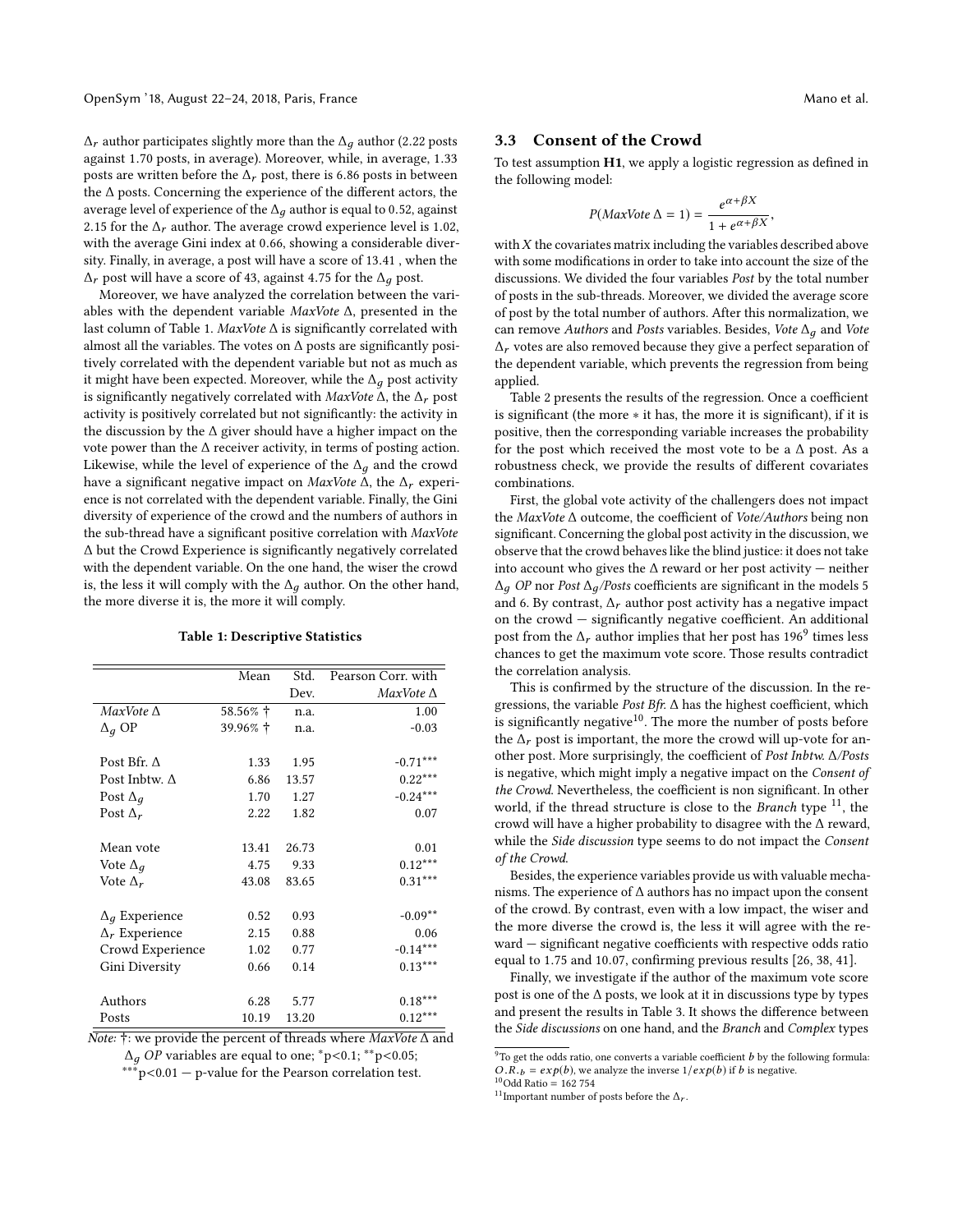$\Delta_r$ author participates slightly more than the $\Delta_g$ author (2.22 posts against 1.70 posts, in average). Moreover, while, in average, 1.33 posts are written before the $\Delta_r$ post, there is 6.86 posts in between the $\Delta$ posts. Concerning the experience of the different actors, the average level of experience of the $\Delta_g$ author is equal to 0.52, against 2.15 for the $\Delta_r$ author. The average crowd experience level is 1.02, with the average Gini index at 0.66, showing a considerable diversity. Finally, in average, a post will have a score of 13.41 , when the $\Delta_r$ post will have a score of 43, against 4.75 for the $\Delta_g$ post.

Moreover, we have analyzed the correlation between the variables with the dependent variable *MaxVote* $\Delta$, presented in the last column of Table 1. *MaxVote* $\Delta$ is significantly correlated with almost all the variables. The votes on $\Delta$ posts are significantly positively correlated with the dependent variable but not as much as it might have been expected. Moreover, while the $\Delta_g$ post activity is significantly negatively correlated with *MaxVote* $\Delta$, the $\Delta_r$ post activity is positively correlated but not significantly: the activity in the discussion by the $\Delta$ giver should have a higher impact on the vote power than the $\Delta$ receiver activity, in terms of posting action. Likewise, while the level of experience of the $\Delta_g$ and the crowd have a significant negative impact on *MaxVote* $\Delta$, the $\Delta_r$ experience is not correlated with the dependent variable. Finally, the Gini diversity of experience of the crowd and the numbers of authors in the sub-thread have a significant positive correlation with *MaxVote* $\Delta$ but the Crowd Experience is significantly negatively correlated with the dependent variable. On the one hand, the wiser the crowd is, the less it will comply with the $\Delta_g$ author. On the other hand, the more diverse it is, the more it will comply.

**Table 1: Descriptive Statistics**

| | Mean | Std. Dev. | Pearson Corr. with *MaxVote* $\Delta$ |
|---|---|---|---|
| *MaxVote* $\Delta$ | 58.56% † | n.a. | 1.00 |
| $\Delta_g$ OP | 39.96% † | n.a. | -0.03 |
| | | | |
| Post Bfr. $\Delta$ | 1.33 | 1.95 | $-0.71^{***}$ |
| Post Inbtw. $\Delta$ | 6.86 | 13.57 | $0.22^{***}$ |
| Post $\Delta_g$ | 1.70 | 1.27 | $-0.24^{***}$ |
| Post $\Delta_r$ | 2.22 | 1.82 | 0.07 |
| | | | |
| Mean vote | 13.41 | 26.73 | 0.01 |
| Vote $\Delta_g$ | 4.75 | 9.33 | $0.12^{***}$ |
| Vote $\Delta_r$ | 43.08 | 83.65 | $0.31^{***}$ |
| | | | |
| $\Delta_g$ Experience | 0.52 | 0.93 | $-0.09^{**}$ |
| $\Delta_r$ Experience | 2.15 | 0.88 | 0.06 |
| Crowd Experience | 1.02 | 0.77 | $-0.14^{***}$ |
| Gini Diversity | 0.66 | 0.14 | $0.13^{***}$ |
| | | | |
| Authors | 6.28 | 5.77 | $0.18^{***}$ |
| Posts | 10.19 | 13.20 | $0.12^{***}$ |

*Note:* †: we provide the percent of threads where *MaxVote* $\Delta$ and $\Delta_g$ *OP* variables are equal to one; $^{*}$p<0.1; $^{**}$p<0.05; $^{***}$p<0.01 — p-value for the Pearson correlation test.

## 3.3 Consent of the Crowd

To test assumption **H1**, we apply a logistic regression as defined in the following model:

$$P(MaxVote\ \Delta = 1) = \frac{e^{\alpha + \beta X}}{1 + e^{\alpha + \beta X}},$$

with $X$ the covariates matrix including the variables described above with some modifications in order to take into account the size of the discussions. We divided the four variables *Post* by the total number of posts in the sub-threads. Moreover, we divided the average score of post by the total number of authors. After this normalization, we can remove *Authors* and *Posts* variables. Besides, *Vote* $\Delta_g$ and *Vote* $\Delta_r$ votes are also removed because they give a perfect separation of the dependent variable, which prevents the regression from being applied.

Table 2 presents the results of the regression. Once a coefficient is significant (the more $*$ it has, the more it is significant), if it is positive, then the corresponding variable increases the probability for the post which received the most vote to be a $\Delta$ post. As a robustness check, we provide the results of different covariates combinations.

First, the global vote activity of the challengers does not impact the *MaxVote* $\Delta$ outcome, the coefficient of *Vote/Authors* being non significant. Concerning the global post activity in the discussion, we observe that the crowd behaves like the blind justice: it does not take into account who gives the $\Delta$ reward or her post activity — neither $\Delta_g$ *OP* nor *Post* $\Delta_g$*/Posts* coefficients are significant in the models 5 and 6. By contrast, $\Delta_r$ author post activity has a negative impact on the crowd — significantly negative coefficient. An additional post from the $\Delta_r$ author implies that her post has 196[9] times less chances to get the maximum vote score. Those results contradict the correlation analysis.

This is confirmed by the structure of the discussion. In the regressions, the variable *Post Bfr.* $\Delta$ has the highest coefficient, which is significantly negative[10]. The more the number of posts before the $\Delta_r$ post is important, the more the crowd will up-vote for another post. More surprisingly, the coefficient of *Post Inbtw.* $\Delta$*/Posts* is negative, which might imply a negative impact on the *Consent of the Crowd*. Nevertheless, the coefficient is non significant. In other world, if the thread structure is close to the *Branch* type [11], the crowd will have a higher probability to disagree with the $\Delta$ reward, while the *Side discussion* type seems to do not impact the *Consent of the Crowd*.

Besides, the experience variables provide us with valuable mechanisms. The experience of $\Delta$ authors has no impact upon the consent of the crowd. By contrast, even with a low impact, the wiser and the more diverse the crowd is, the less it will agree with the reward — significant negative coefficients with respective odds ratio equal to 1.75 and 10.07, confirming previous results [26, 38, 41].

Finally, we investigate if the author of the maximum vote score post is one of the $\Delta$ posts, we look at it in discussions type by types and present the results in Table 3. It shows the difference between the *Side discussions* on one hand, and the *Branch* and *Complex* types

---

[9] To get the odds ratio, one converts a variable coefficient $b$ by the following formula: $O.R._b = exp(b)$, we analyze the inverse $1/exp(b)$ if $b$ is negative.

[10] Odd Ratio = 162 754

[11] Important number of posts before the $\Delta_r$.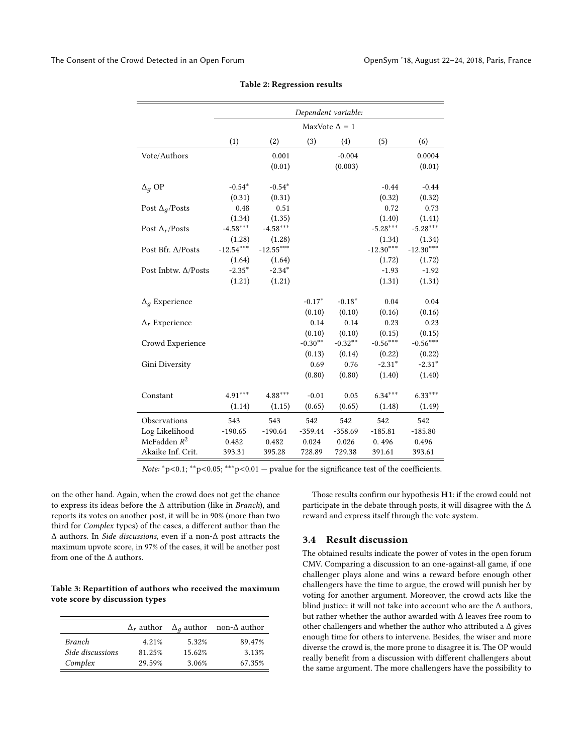**Table 2: Regression results**

| | *Dependent variable:* | | | | | |
|---|---|---|---|---|---|---|
| | MaxVote $\Delta$ = 1 | | | | | |
| | (1) | (2) | (3) | (4) | (5) | (6) |
| Vote/Authors | | 0.001 | | -0.004 | | 0.0004 |
| | | (0.01) | | (0.003) | | (0.01) |
| $\Delta_g$ OP | $-0.54^{*}$ | $-0.54^{*}$ | | | -0.44 | -0.44 |
| | (0.31) | (0.31) | | | (0.32) | (0.32) |
| Post $\Delta_g$/Posts | 0.48 | 0.51 | | | 0.72 | 0.73 |
| | (1.34) | (1.35) | | | (1.40) | (1.41) |
| Post $\Delta_r$/Posts | $-4.58^{***}$ | $-4.58^{***}$ | | | $-5.28^{***}$ | $-5.28^{***}$ |
| | (1.28) | (1.28) | | | (1.34) | (1.34) |
| Post Bfr. $\Delta$/Posts | $-12.54^{***}$ | $-12.55^{***}$ | | | $-12.30^{***}$ | $-12.30^{***}$ |
| | (1.64) | (1.64) | | | (1.72) | (1.72) |
| Post Inbtw. $\Delta$/Posts | $-2.35^{*}$ | $-2.34^{*}$ | | | -1.93 | -1.92 |
| | (1.21) | (1.21) | | | (1.31) | (1.31) |
| $\Delta_g$ Experience | | | $-0.17^{*}$ | $-0.18^{*}$ | 0.04 | 0.04 |
| | | | (0.10) | (0.10) | (0.16) | (0.16) |
| $\Delta_r$ Experience | | | 0.14 | 0.14 | 0.23 | 0.23 |
| | | | (0.10) | (0.10) | (0.15) | (0.15) |
| Crowd Experience | | | $-0.30^{**}$ | $-0.32^{**}$ | $-0.56^{***}$ | $-0.56^{***}$ |
| | | | (0.13) | (0.14) | (0.22) | (0.22) |
| Gini Diversity | | | 0.69 | 0.76 | $-2.31^{*}$ | $-2.31^{*}$ |
| | | | (0.80) | (0.80) | (1.40) | (1.40) |
| Constant | $4.91^{***}$ | $4.88^{***}$ | -0.01 | 0.05 | $6.34^{***}$ | $6.33^{***}$ |
| | (1.14) | (1.15) | (0.65) | (0.65) | (1.48) | (1.49) |
| Observations | 543 | 543 | 542 | 542 | 542 | 542 |
| Log Likelihood | -190.65 | -190.64 | -359.44 | -358.69 | -185.81 | -185.80 |
| McFadden $R^2$ | 0.482 | 0.482 | 0.024 | 0.026 | 0. 496 | 0.496 |
| Akaike Inf. Crit. | 393.31 | 395.28 | 728.89 | 729.38 | 391.61 | 393.61 |

*Note:* $^{*}$p<0.1; $^{**}$p<0.05; $^{***}$p<0.01 — pvalue for the significance test of the coefficients.

on the other hand. Again, when the crowd does not get the chance to express its ideas before the $\Delta$ attribution (like in *Branch*), and reports its votes on another post, it will be in 90% (more than two third for *Complex* types) of the cases, a different author than the $\Delta$ authors. In *Side discussions*, even if a non-$\Delta$ post attracts the maximum upvote score, in 97% of the cases, it will be another post from one of the $\Delta$ authors.

**Table 3: Repartition of authors who received the maximum vote score by discussion types**

| | $\Delta_r$ author | $\Delta_g$ author | non-$\Delta$ author |
|---|---|---|---|
| *Branch* | 4.21% | 5.32% | 89.47% |
| *Side discussions* | 81.25% | 15.62% | 3.13% |
| *Complex* | 29.59% | 3.06% | 67.35% |

Those results confirm our hypothesis **H1**: if the crowd could not participate in the debate through posts, it will disagree with the $\Delta$ reward and express itself through the vote system.

### 3.4 Result discussion

The obtained results indicate the power of votes in the open forum CMV. Comparing a discussion to an one-against-all game, if one challenger plays alone and wins a reward before enough other challengers have the time to argue, the crowd will punish her by voting for another argument. Moreover, the crowd acts like the blind justice: it will not take into account who are the $\Delta$ authors, but rather whether the author awarded with $\Delta$ leaves free room to other challengers and whether the author who attributed a $\Delta$ gives enough time for others to intervene. Besides, the wiser and more diverse the crowd is, the more prone to disagree it is. The OP would really benefit from a discussion with different challengers about the same argument. The more challengers have the possibility to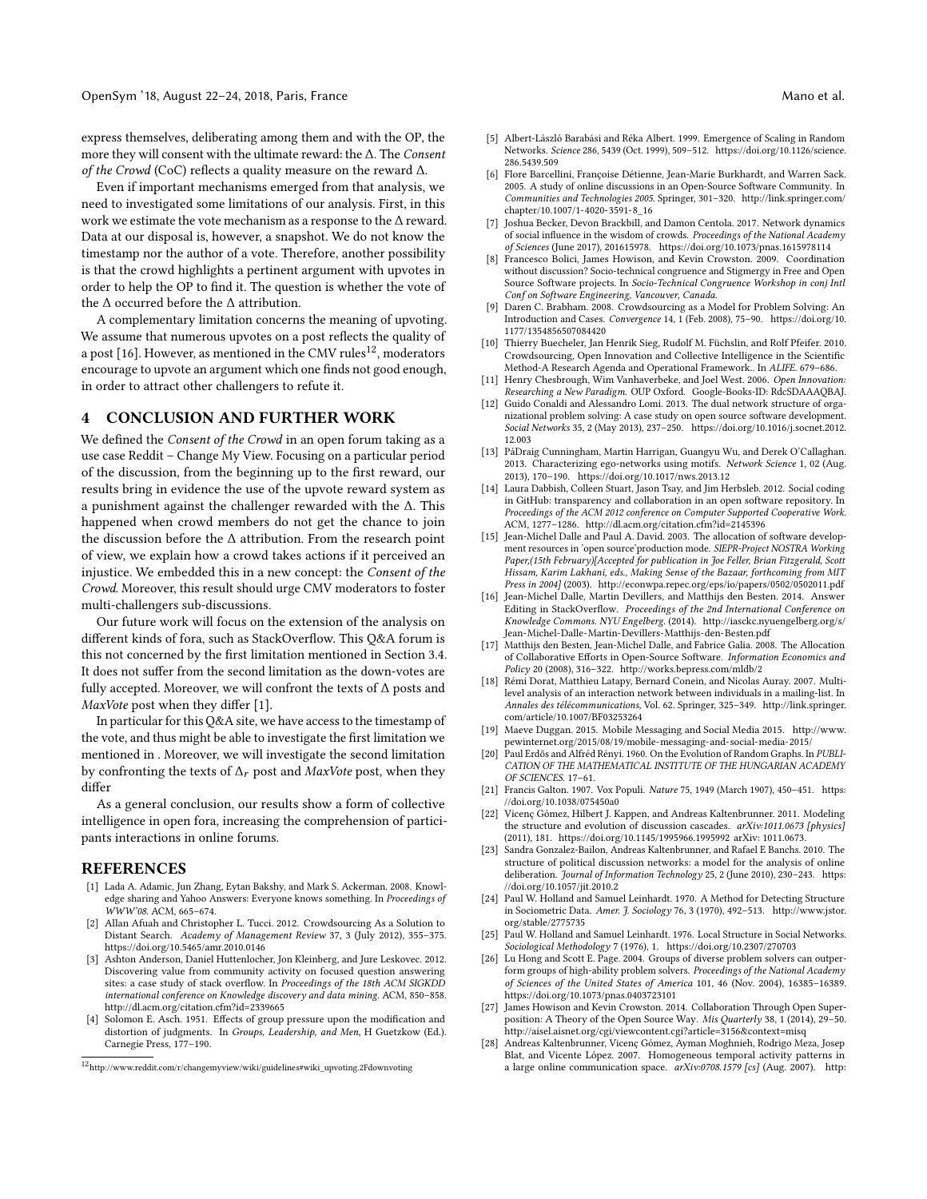express themselves, deliberating among them and with the OP, the more they will consent with the ultimate reward: the Δ. The *Consent of the Crowd* (CoC) reflects a quality measure on the reward Δ.

Even if important mechanisms emerged from that analysis, we need to investigated some limitations of our analysis. First, in this work we estimate the vote mechanism as a response to the Δ reward. Data at our disposal is, however, a snapshot. We do not know the timestamp nor the author of a vote. Therefore, another possibility is that the crowd highlights a pertinent argument with upvotes in order to help the OP to find it. The question is whether the vote of the Δ occurred before the Δ attribution.

A complementary limitation concerns the meaning of upvoting. We assume that numerous upvotes on a post reflects the quality of a post [16]. However, as mentioned in the CMV rules[12], moderators encourage to upvote an argument which one finds not good enough, in order to attract other challengers to refute it.

## 4 CONCLUSION AND FURTHER WORK

We defined the *Consent of the Crowd* in an open forum taking as a use case Reddit – Change My View. Focusing on a particular period of the discussion, from the beginning up to the first reward, our results bring in evidence the use of the upvote reward system as a punishment against the challenger rewarded with the Δ. This happened when crowd members do not get the chance to join the discussion before the Δ attribution. From the research point of view, we explain how a crowd takes actions if it perceived an injustice. We embedded this in a new concept: the *Consent of the Crowd*. Moreover, this result should urge CMV moderators to foster multi-challengers sub-discussions.

Our future work will focus on the extension of the analysis on different kinds of fora, such as StackOverflow. This Q&A forum is this not concerned by the first limitation mentioned in Section 3.4. It does not suffer from the second limitation as the down-votes are fully accepted. Moreover, we will confront the texts of Δ posts and *MaxVote* post when they differ [1].

In particular for this Q&A site, we have access to the timestamp of the vote, and thus might be able to investigate the first limitation we mentioned in . Moreover, we will investigate the second limitation by confronting the texts of $\Delta_r$ post and *MaxVote* post, when they differ

As a general conclusion, our results show a form of collective intelligence in open fora, increasing the comprehension of participants interactions in online forums.

## REFERENCES

- [1] Lada A. Adamic, Jun Zhang, Eytan Bakshy, and Mark S. Ackerman. 2008. Knowledge sharing and Yahoo Answers: Everyone knows something. In *Proceedings of WWW'08*. ACM, 665–674.
- [2] Allan Afuah and Christopher L. Tucci. 2012. Crowdsourcing As a Solution to Distant Search. *Academy of Management Review* 37, 3 (July 2012), 355–375. https://doi.org/10.5465/amr.2010.0146
- [3] Ashton Anderson, Daniel Huttenlocher, Jon Kleinberg, and Jure Leskovec. 2012. Discovering value from community activity on focused question answering sites: a case study of stack overflow. In *Proceedings of the 18th ACM SIGKDD international conference on Knowledge discovery and data mining*. ACM, 850–858. http://dl.acm.org/citation.cfm?id=2339665
- [4] Solomon E. Asch. 1951. Effects of group pressure upon the modification and distortion of judgments. In *Groups, Leadership, and Men*, H Guetzkow (Ed.). Carnegie Press, 177–190.
- [5] Albert-László Barabási and Réka Albert. 1999. Emergence of Scaling in Random Networks. *Science* 286, 5439 (Oct. 1999), 509–512. https://doi.org/10.1126/science.286.5439.509
- [6] Flore Barcellini, Françoise Détienne, Jean-Marie Burkhardt, and Warren Sack. 2005. A study of online discussions in an Open-Source Software Community. In *Communities and Technologies 2005*. Springer, 301–320. http://link.springer.com/chapter/10.1007/1-4020-3591-8_16
- [7] Joshua Becker, Devon Brackbill, and Damon Centola. 2017. Network dynamics of social influence in the wisdom of crowds. *Proceedings of the National Academy of Sciences* (June 2017), 201615978. https://doi.org/10.1073/pnas.1615978114
- [8] Francesco Bolici, James Howison, and Kevin Crowston. 2009. Coordination without discussion? Socio-technical congruence and Stigmergy in Free and Open Source Software projects. In *Socio-Technical Congruence Workshop in conj Intl Conf on Software Engineering, Vancouver, Canada*.
- [9] Daren C. Brabham. 2008. Crowdsourcing as a Model for Problem Solving: An Introduction and Cases. *Convergence* 14, 1 (Feb. 2008), 75–90. https://doi.org/10.1177/1354856507084420
- [10] Thierry Buecheler, Jan Henrik Sieg, Rudolf M. Füchslin, and Rolf Pfeifer. 2010. Crowdsourcing, Open Innovation and Collective Intelligence in the Scientific Method-A Research Agenda and Operational Framework.. In *ALIFE*. 679–686.
- [11] Henry Chesbrough, Wim Vanhaverbeke, and Joel West. 2006. *Open Innovation: Researching a New Paradigm*. OUP Oxford. Google-Books-ID: RdcSDAAAQBAJ.
- [12] Guido Conaldi and Alessandro Lomi. 2013. The dual network structure of organizational problem solving: A case study on open source software development. *Social Networks* 35, 2 (May 2013), 237–250. https://doi.org/10.1016/j.socnet.2012.12.003
- [13] PáDraig Cunningham, Martin Harrigan, Guangyu Wu, and Derek O'Callaghan. 2013. Characterizing ego-networks using motifs. *Network Science* 1, 02 (Aug. 2013), 170–190. https://doi.org/10.1017/nws.2013.12
- [14] Laura Dabbish, Colleen Stuart, Jason Tsay, and Jim Herbsleb. 2012. Social coding in GitHub: transparency and collaboration in an open software repository. In *Proceedings of the ACM 2012 conference on Computer Supported Cooperative Work*. ACM, 1277–1286. http://dl.acm.org/citation.cfm?id=2145396
- [15] Jean-Michel Dalle and Paul A. David. 2003. The allocation of software development resources in 'open source'production mode. *SIEPR-Project NOSTRA Working Paper,(15th February)[Accepted for publication in Joe Feller, Brian Fitzgerald, Scott Hissam, Karim Lakhani, eds., Making Sense of the Bazaar, forthcoming from MIT Press in 2004]* (2003). http://econwpa.repec.org/eps/io/papers/0502/0502011.pdf
- [16] Jean-Michel Dalle, Martin Devillers, and Matthijs den Besten. 2014. Answer Editing in StackOverflow. *Proceedings of the 2nd International Conference on Knowledge Commons. NYU Engelberg.* (2014). http://iasckc.nyuengelberg.org/s/Jean-Michel-Dalle-Martin-Devillers-Matthijs-den-Besten.pdf
- [17] Matthijs den Besten, Jean-Michel Dalle, and Fabrice Galia. 2008. The Allocation of Collaborative Efforts in Open-Source Software. *Information Economics and Policy* 20 (2008), 316–322. http://works.bepress.com/mldb/2
- [18] Rémi Dorat, Matthieu Latapy, Bernard Conein, and Nicolas Auray. 2007. Multi-level analysis of an interaction network between individuals in a mailing-list. In *Annales des télécommunications*, Vol. 62. Springer, 325–349. http://link.springer.com/article/10.1007/BF03253264
- [19] Maeve Duggan. 2015. Mobile Messaging and Social Media 2015. http://www.pewinternet.org/2015/08/19/mobile-messaging-and-social-media-2015/
- [20] Paul Erdős and Alfréd Rényi. 1960. On the Evolution of Random Graphs. In *PUBLICATION OF THE MATHEMATICAL INSTITUTE OF THE HUNGARIAN ACADEMY OF SCIENCES*. 17–61.
- [21] Francis Galton. 1907. Vox Populi. *Nature* 75, 1949 (March 1907), 450–451. https://doi.org/10.1038/075450a0
- [22] Vicenç Gómez, Hilbert J. Kappen, and Andreas Kaltenbrunner. 2011. Modeling the structure and evolution of discussion cascades. *arXiv:1011.0673 [physics]* (2011), 181. https://doi.org/10.1145/1995966.1995992 arXiv: 1011.0673.
- [23] Sandra Gonzalez-Bailon, Andreas Kaltenbrunner, and Rafael E Banchs. 2010. The structure of political discussion networks: a model for the analysis of online deliberation. *Journal of Information Technology* 25, 2 (June 2010), 230–243. https://doi.org/10.1057/jit.2010.2
- [24] Paul W. Holland and Samuel Leinhardt. 1970. A Method for Detecting Structure in Sociometric Data. *Amer. J. Sociology* 76, 3 (1970), 492–513. http://www.jstor.org/stable/2775735
- [25] Paul W. Holland and Samuel Leinhardt. 1976. Local Structure in Social Networks. *Sociological Methodology* 7 (1976), 1. https://doi.org/10.2307/270703
- [26] Lu Hong and Scott E. Page. 2004. Groups of diverse problem solvers can outperform groups of high-ability problem solvers. *Proceedings of the National Academy of Sciences of the United States of America* 101, 46 (Nov. 2004), 16385–16389. https://doi.org/10.1073/pnas.0403723101
- [27] James Howison and Kevin Crowston. 2014. Collaboration Through Open Superposition: A Theory of the Open Source Way. *Mis Quarterly* 38, 1 (2014), 29–50. http://aisel.aisnet.org/cgi/viewcontent.cgi?article=3156&context=misq
- [28] Andreas Kaltenbrunner, Vicenç Gómez, Ayman Moghnieh, Rodrigo Meza, Josep Blat, and Vicente López. 2007. Homogeneous temporal activity patterns in a large online communication space. *arXiv:0708.1579 [cs]* (Aug. 2007). http:

[12] http://www.reddit.com/r/changemyview/wiki/guidelines#wiki_upvoting.2Fdownvoting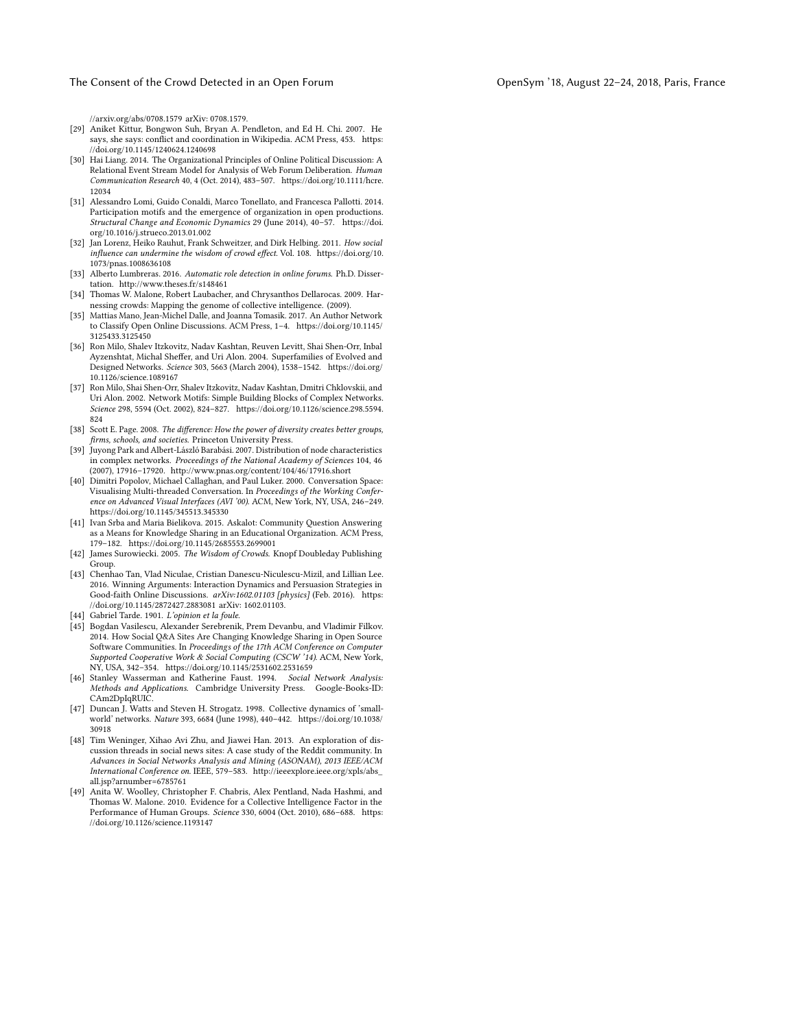//arxiv.org/abs/0708.1579 arXiv: 0708.1579.

[29] Aniket Kittur, Bongwon Suh, Bryan A. Pendleton, and Ed H. Chi. 2007. He says, she says: conflict and coordination in Wikipedia. ACM Press, 453. https://doi.org/10.1145/1240624.1240698

[30] Hai Liang. 2014. The Organizational Principles of Online Political Discussion: A Relational Event Stream Model for Analysis of Web Forum Deliberation. *Human Communication Research* 40, 4 (Oct. 2014), 483–507. https://doi.org/10.1111/hcre.12034

[31] Alessandro Lomi, Guido Conaldi, Marco Tonellato, and Francesca Pallotti. 2014. Participation motifs and the emergence of organization in open productions. *Structural Change and Economic Dynamics* 29 (June 2014), 40–57. https://doi.org/10.1016/j.strueco.2013.01.002

[32] Jan Lorenz, Heiko Rauhut, Frank Schweitzer, and Dirk Helbing. 2011. *How social influence can undermine the wisdom of crowd effect.* Vol. 108. https://doi.org/10.1073/pnas.1008636108

[33] Alberto Lumbreras. 2016. *Automatic role detection in online forums.* Ph.D. Dissertation. http://www.theses.fr/s148461

[34] Thomas W. Malone, Robert Laubacher, and Chrysanthos Dellarocas. 2009. Harnessing crowds: Mapping the genome of collective intelligence. (2009).

[35] Mattias Mano, Jean-Michel Dalle, and Joanna Tomasik. 2017. An Author Network to Classify Open Online Discussions. ACM Press, 1–4. https://doi.org/10.1145/3125433.3125450

[36] Ron Milo, Shalev Itzkovitz, Nadav Kashtan, Reuven Levitt, Shai Shen-Orr, Inbal Ayzenshtat, Michal Sheffer, and Uri Alon. 2004. Superfamilies of Evolved and Designed Networks. *Science* 303, 5663 (March 2004), 1538–1542. https://doi.org/10.1126/science.1089167

[37] Ron Milo, Shai Shen-Orr, Shalev Itzkovitz, Nadav Kashtan, Dmitri Chklovskii, and Uri Alon. 2002. Network Motifs: Simple Building Blocks of Complex Networks. *Science* 298, 5594 (Oct. 2002), 824–827. https://doi.org/10.1126/science.298.5594.824

[38] Scott E. Page. 2008. *The difference: How the power of diversity creates better groups, firms, schools, and societies.* Princeton University Press.

[39] Juyong Park and Albert-László Barabási. 2007. Distribution of node characteristics in complex networks. *Proceedings of the National Academy of Sciences* 104, 46 (2007), 17916–17920. http://www.pnas.org/content/104/46/17916.short

[40] Dimitri Popolov, Michael Callaghan, and Paul Luker. 2000. Conversation Space: Visualising Multi-threaded Conversation. In *Proceedings of the Working Conference on Advanced Visual Interfaces (AVI '00)*. ACM, New York, NY, USA, 246–249. https://doi.org/10.1145/345513.345330

[41] Ivan Srba and Maria Bielikova. 2015. Askalot: Community Question Answering as a Means for Knowledge Sharing in an Educational Organization. ACM Press, 179–182. https://doi.org/10.1145/2685553.2699001

[42] James Surowiecki. 2005. *The Wisdom of Crowds.* Knopf Doubleday Publishing Group.

[43] Chenhao Tan, Vlad Niculae, Cristian Danescu-Niculescu-Mizil, and Lillian Lee. 2016. Winning Arguments: Interaction Dynamics and Persuasion Strategies in Good-faith Online Discussions. *arXiv:1602.01103 [physics]* (Feb. 2016). https://doi.org/10.1145/2872427.2883081 arXiv: 1602.01103.

[44] Gabriel Tarde. 1901. *L'opinion et la foule.*

[45] Bogdan Vasilescu, Alexander Serebrenik, Prem Devanbu, and Vladimir Filkov. 2014. How Social Q&A Sites Are Changing Knowledge Sharing in Open Source Software Communities. In *Proceedings of the 17th ACM Conference on Computer Supported Cooperative Work & Social Computing (CSCW '14)*. ACM, New York, NY, USA, 342–354. https://doi.org/10.1145/2531602.2531659

[46] Stanley Wasserman and Katherine Faust. 1994. *Social Network Analysis: Methods and Applications.* Cambridge University Press. Google-Books-ID: CAm2DpIqRUIC.

[47] Duncan J. Watts and Steven H. Strogatz. 1998. Collective dynamics of 'small-world' networks. *Nature* 393, 6684 (June 1998), 440–442. https://doi.org/10.1038/30918

[48] Tim Weninger, Xihao Avi Zhu, and Jiawei Han. 2013. An exploration of discussion threads in social news sites: A case study of the Reddit community. In *Advances in Social Networks Analysis and Mining (ASONAM), 2013 IEEE/ACM International Conference on.* IEEE, 579–583. http://ieeexplore.ieee.org/xpls/abs_all.jsp?arnumber=6785761

[49] Anita W. Woolley, Christopher F. Chabris, Alex Pentland, Nada Hashmi, and Thomas W. Malone. 2010. Evidence for a Collective Intelligence Factor in the Performance of Human Groups. *Science* 330, 6004 (Oct. 2010), 686–688. https://doi.org/10.1126/science.1193147